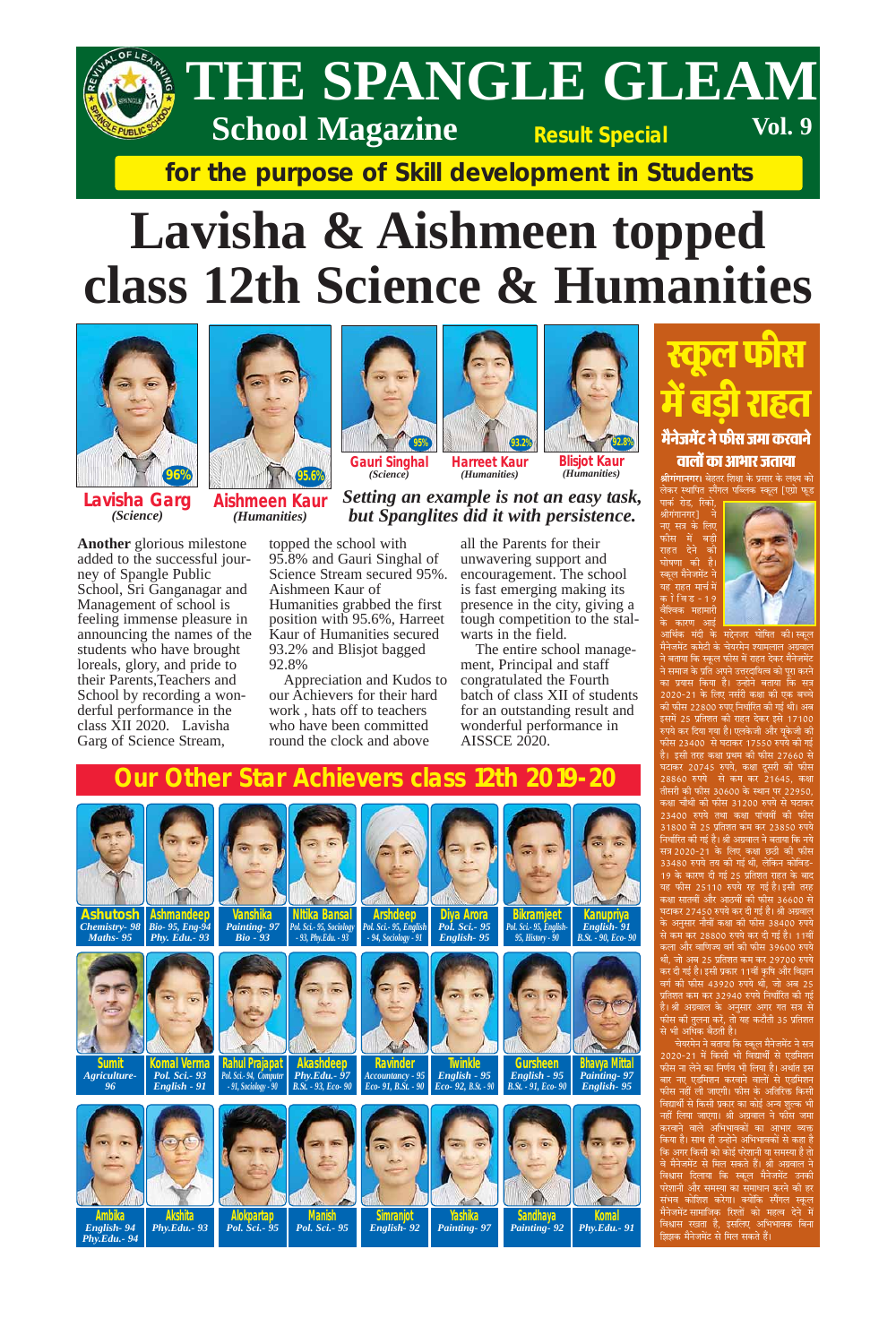# THE SPANGLE GLEAM

**School Magazine** — **Result Special** — **Vol. 9**

**for the purpose of Skill development in Students**

# Lavisha & Aishmeen topped class 12th Science & Humanities

96% **Lavisha Garg** *(Science)*

95.6% **Aishmeen Kaur** *(Humanities)*

95% **Gauri Singhal** *(Science)*

93.2% **Harreet Kaur** *(Humanities)*

92.8% **Blisjot Kaur** *(Humanities)*

***Setting an example is not an easy task, but Spanglites did it with persistence.***

**Another** glorious milestone added to the successful journey of Spangle Public School, Sri Ganganagar and Management of school is feeling immense pleasure in announcing the names of the students who have brought loreals, glory, and pride to their Parents,Teachers and School by recording a wonderful performance in the class XII 2020. Lavisha Garg of Science Stream, topped the school with 95.8% and Gauri Singhal of Science Stream secured 95%. Aishmeen Kaur of Humanities grabbed the first position with 95.6%, Harreet Kaur of Humanities secured 93.2% and Blisjot bagged 92.8%

Appreciation and Kudos to our Achievers for their hard work , hats off to teachers who have been committed round the clock and above all the Parents for their unwavering support and encouragement. The school is fast emerging making its presence in the city, giving a tough competition to the stalwarts in the field.

The entire school management, Principal and staff congratulated the Fourth batch of class XII of students for an outstanding result and wonderful performance in AISSCE 2020.

## Our Other Star Achievers class 12th 2019-20

| Name | Marks |
|---|---|
| Ashutosh | Chemistry- 98, Maths- 95 |
| Ashmandeep | Bio- 95, Eng-94, Phy. Edu.- 93 |
| Vanshika | Painting- 97, Bio - 93 |
| Nitika Bansal | Pol. Sci.- 95, Sociology - 93, Phy.Edu. - 93 |
| Arshdeep | Pol. Sci.- 95, English - 94, Sociology - 91 |
| Diya Arora | Pol. Sci.- 95, English- 95 |
| Bikramjeet | Pol. Sci.- 95, English- 95, History - 90 |
| Kanupriya | English- 91, B.St. - 90, Eco- 90 |
| Sumit | Agriculture- 96 |
| Komal Verma | Pol. Sci.- 93, English - 91 |
| Rahul Prajapat | Pol. Sci.- 94, Computer - 91, Sociology - 90 |
| Akashdeep | Phy.Edu.- 97, B.St. - 93, Eco- 90 |
| Ravinder | Accountancy - 95, Eco- 91, B.St. - 90 |
| Twinkle | English - 95, Eco- 92, B.St. - 90 |
| Gursheen | English - 95, B.St. - 91, Eco- 90 |
| Bhavya Mittal | Painting- 97, English- 95 |
| Ambika | English- 94, Phy.Edu.- 94 |
| Akshita | Phy.Edu.- 93 |
| Alokpartap | Pol. Sci.- 95 |
| Manish | Pol. Sci.- 95 |
| Simranjot | English- 92 |
| Yashika | Painting- 97 |
| Sandhaya | Painting- 92 |
| Komal | Phy.Edu.- 91 |

## स्कूल फीस में बड़ी राहत

### मैनेजमेंट ने फीस जमा करवाने वालों का आभार जताया

**श्रीगंगानगर।** बेहतर शिक्षा के प्रसार के लक्ष्य को लेकर स्थापित स्पैंगल पब्लिक स्कूल [एग्रो फूड पार्क रोड, रिको, श्रीगंगानगर] ने नए सत्र के लिए फीस में बड़ी राहत देने की घोषणा की है। स्कूल मैनेजमेंट ने यह राहत मार्च में कोविड-19 वैश्विक महामारी के कारण आई आर्थिक मंदी के मद्देनजर घोषित की। स्कूल मैनेजमेंट कमेटी के चेयरमैन श्यामलाल अग्रवाल ने बताया कि स्कूल फीस में राहत देकर मैनेजमेंट ने समाज के प्रति अपने उत्तरदायित्व को पूरा करने का प्रयास किया है। उन्होंने बताया कि सत्र 2020-21 के लिए नर्सरी कक्षा की एक बच्चे की फीस 22800 रुपए निर्धारित की गई थी। अब इसमें 25 प्रतिशत की राहत देकर इसे 17100 रुपये कर दिया गया है। एलकेजी और यूकेजी की फीस 23400 से घटाकर 17550 रुपये की गई है। इसी तरह कक्षा प्रथम की फीस 27660 से घटाकर 20745 रुपये, कक्षा दूसरी की फीस 28860 रुपये से कम कर 21645, कक्षा तीसरी की फीस 30600 के स्थान पर 22950, कक्षा चौथी की फीस 31200 रुपये से घटाकर 23400 रुपये तथा कक्षा पांचवीं की फीस 31800 से 25 प्रतिशत कम कर 23850 रुपये निर्धारित की गई है। श्री अग्रवाल ने बताया कि नये सत्र 2020-21 के लिए कक्षा छठी की फीस 33480 रुपये तय की गई थी, लेकिन कोविड-19 के कारण दी गई 25 प्रतिशत राहत के बाद यह फीस 25110 रुपये रह गई है। इसी तरह कक्षा सातवीं और आठवीं की फीस 36600 से घटाकर 27450 रुपये कर दी गई है। श्री अग्रवाल के अनुसार नौवीं कक्षा की फीस 38400 रुपये से कम कर 28800 रुपये कर दी गई है। 11वीं कला और वाणिज्य वर्ग की फीस 39600 रुपये थी, जो अब 25 प्रतिशत कम कर 29700 रुपये कर दी गई है। इसी प्रकार 11वीं कृषि और विज्ञान वर्ग की फीस 43920 रुपये थी, जो अब 25 प्रतिशत कम कर 32940 रुपये निर्धारित की गई है। श्री अग्रवाल के अनुसार अगर गत सत्र से फीस की तुलना करें, तो यह कटौती 35 प्रतिशत से भी अधिक बैठती है।

चेयरमैन ने बताया कि स्कूल मैनेजमेंट ने सत्र 2020-21 में किसी भी विद्यार्थी से एडमिशन फीस ना लेने का निर्णय भी लिया है। अर्थात इस बार नए एडमिशन करवाने वालों से एडमिशन फीस नहीं ली जाएगी। फीस के अतिरिक्त किसी विद्यार्थी से किसी प्रकार का कोई अन्य शुल्क भी नहीं लिया जाएगा। श्री अग्रवाल ने फीस जमा करवाने वाले अभिभावकों का आभार व्यक्त किया है। साथ ही उन्होंने अभिभावकों से कहा है कि अगर किसी को कोई परेशानी या समस्या है तो वे मैनेजमेंट से मिल सकते हैं। श्री अग्रवाल ने विश्वास दिलाया कि स्कूल मैनेजमेंट उनकी परेशानी और समस्या का समाधान करने की हर संभव कोशिश करेगा। क्योंकि स्पैंगल स्कूल मैनेजमेंट सामाजिक रिश्तों को महत्व देने में विश्वास रखता है, इसलिए अभिभावक बिना झिझक मैनेजमेंट से मिल सकते हैं।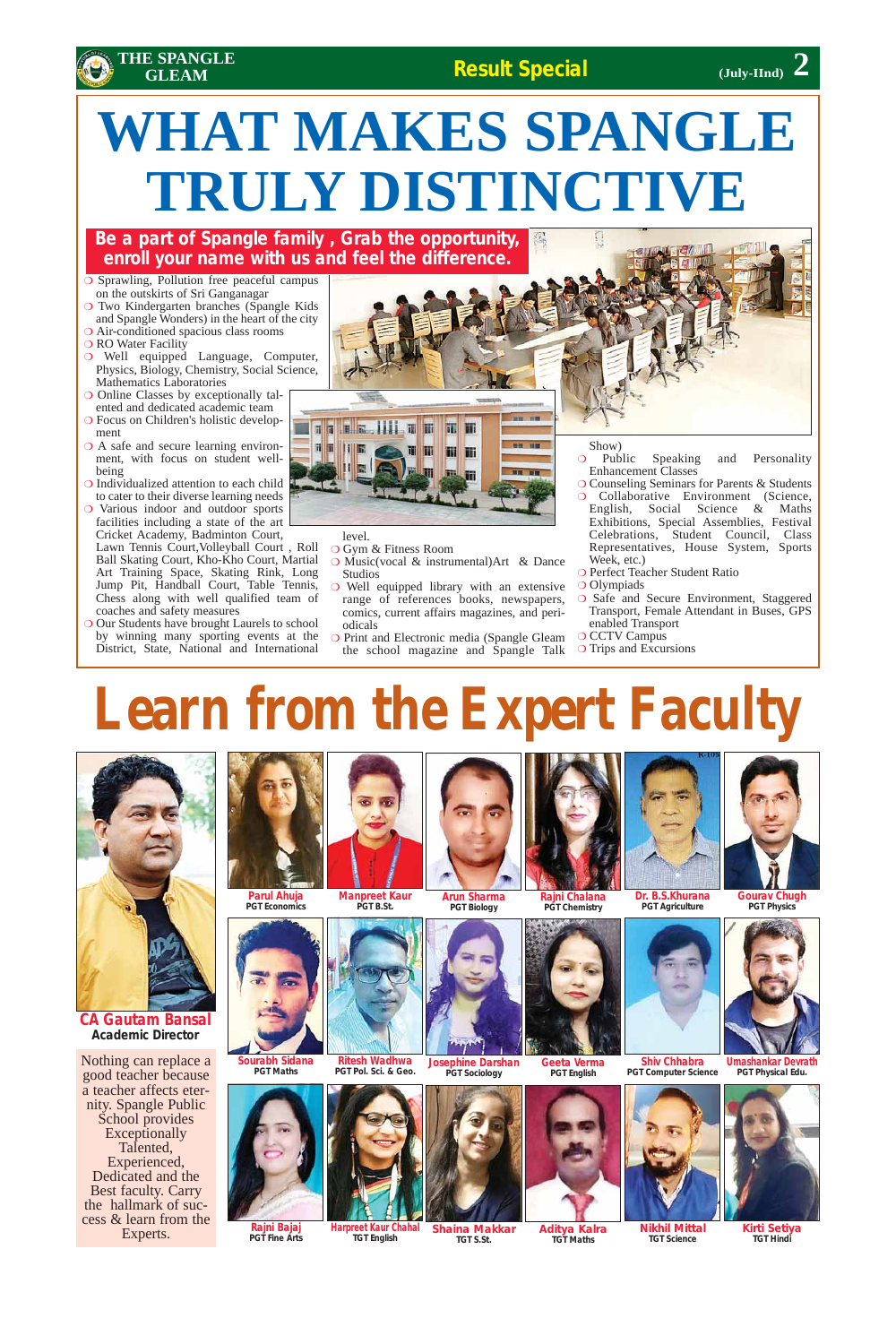# WHAT MAKES SPANGLE TRULY DISTINCTIVE

**Be a part of Spangle family , Grab the opportunity, enroll your name with us and feel the difference.**

- Sprawling, Pollution free peaceful campus on the outskirts of Sri Ganganagar
- Two Kindergarten branches (Spangle Kids and Spangle Wonders) in the heart of the city
- Air-conditioned spacious class rooms
- RO Water Facility
- Well equipped Language, Computer, Physics, Biology, Chemistry, Social Science, Mathematics Laboratories
- Online Classes by exceptionally talented and dedicated academic team
- Focus on Children's holistic development
- A safe and secure learning environment, with focus on student well-being
- Individualized attention to each child to cater to their diverse learning needs
- Various indoor and outdoor sports facilities including a state of the art Cricket Academy, Badminton Court, Lawn Tennis Court,Volleyball Court , Roll Ball Skating Court, Kho-Kho Court, Martial Art Training Space, Skating Rink, Long Jump Pit, Handball Court, Table Tennis, Chess along with well qualified team of coaches and safety measures
- Our Students have brought Laurels to school by winning many sporting events at the District, State, National and International level.
- Gym & Fitness Room
- Music(vocal & instrumental)Art & Dance Studios
- Well equipped library with an extensive range of references books, newspapers, comics, current affairs magazines, and periodicals
- Print and Electronic media (Spangle Gleam the school magazine and Spangle Talk Show)
- Public Speaking and Personality Enhancement Classes
- Counseling Seminars for Parents & Students
- Collaborative Environment (Science, English, Social Science & Maths Exhibitions, Special Assemblies, Festival Celebrations, Student Council, Class Representatives, House System, Sports Week, etc.)
- Perfect Teacher Student Ratio
- Olympiads
- Safe and Secure Environment, Staggered Transport, Female Attendant in Buses, GPS enabled Transport
- CCTV Campus
- Trips and Excursions

# Learn from the Expert Faculty

**CA Gautam Bansal**
**Academic Director**

Nothing can replace a good teacher because a teacher affects eternity. Spangle Public School provides Exceptionally Talented, Experienced, Dedicated and the Best faculty. Carry the hallmark of success & learn from the Experts.

- **Parul Ahuja** – PGT Economics
- **Manpreet Kaur** – PGT B.St.
- **Arun Sharma** – PGT Biology
- **Rajni Chalana** – PGT Chemistry
- **Dr. B.S.Khurana** – PGT Agriculture
- **Gourav Chugh** – PGT Physics
- **Sourabh Sidana** – PGT Maths
- **Ritesh Wadhwa** – PGT Pol. Sci. & Geo.
- **Josephine Darshan** – PGT Sociology
- **Geeta Verma** – PGT English
- **Shiv Chhabra** – PGT Computer Science
- **Umashankar Devrath** – PGT Physical Edu.
- **Rajni Bajaj** – PGT Fine Arts
- **Harpreet Kaur Chahal** – TGT English
- **Shaina Makkar** – TGT S.St.
- **Aditya Kalra** – TGT Maths
- **Nikhil Mittal** – TGT Science
- **Kirti Setiya** – TGT Hindi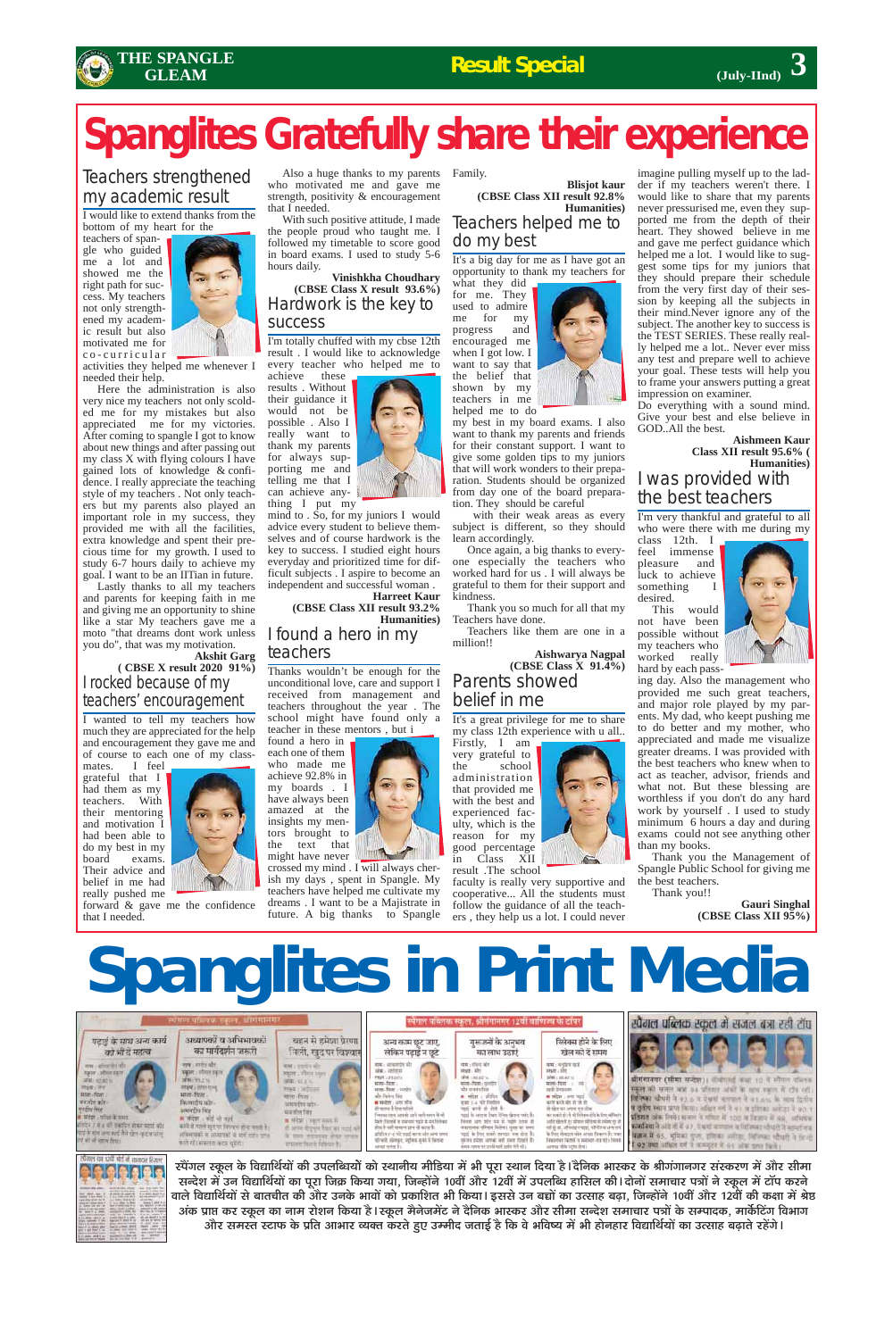# Spanglites Gratefully share their experience

## Teachers strengthened my academic result

I would like to extend thanks from the bottom of my heart for the teachers of spangle who guided me a lot and showed me the right path for success. My teachers not only strengthened my academic result but also motivated me for co-curricular activities they helped me whenever I needed their help.

Here the administration is also very nice my teachers not only scolded me for my mistakes but also appreciated me for my victories. After coming to spangle I got to know about new things and after passing out my class X with flying colours I have gained lots of knowledge & confidence. I really appreciate the teaching style of my teachers . Not only teachers but my parents also played an important role in my success, they provided me with all the facilities, extra knowledge and spent their precious time for my growth. I used to study 6-7 hours daily to achieve my goal. I want to be an IITian in future.

Lastly thanks to all my teachers and parents for keeping faith in me and giving me an opportunity to shine like a star My teachers gave me a moto "that dreams dont work unless you do", that was my motivation.

**Akshit Garg**
**( CBSE X result 2020 91%)**

## I rocked because of my teachers' encouragement

I wanted to tell my teachers how much they are appreciated for the help and encouragement they gave me and of course to each one of my classmates. I feel grateful that I had them as my teachers. With their mentoring and motivation I had been able to do my best in my board exams. Their advice and belief in me had really pushed me forward & gave me the confidence that I needed.

Also a huge thanks to my parents who motivated me and gave me strength, positivity & encouragement that I needed.

With such positive attitude, I made the people proud who taught me. I followed my timetable to score good in board exams. I used to study 5-6 hours daily.

**Vinishkha Choudhary**
**(CBSE Class X result 93.6%)**

## Hardwork is the key to success

I'm totally chuffed with my cbse 12th result . I would like to acknowledge every teacher who helped me to achieve these results . Without their guidance it would not be possible . Also I really want to thank my parents for always supporting me and telling me that I can achieve anything I put my mind to . So, for my juniors I would advice every student to believe themselves and of course hardwork is the key to success. I studied eight hours everyday and prioritized time for difficult subjects . I aspire to become an independent and successful woman .

**Harreet Kaur**
**(CBSE Class XII result 93.2% Humanities)**

## I found a hero in my teachers

Thanks wouldn't be enough for the unconditional love, care and support I received from management and teachers throughout the year . The school might have found only a teacher in these mentors , but i found a hero in each one of them who made me achieve 92.8% in my boards . I have always been amazed at the insights my mentors brought to the text that might have never crossed my mind . I will always cherish my days , spent in Spangle. My teachers have helped me cultivate my dreams . I want to be a Majistrate in future. A big thanks to Spangle Family.

**Blisjot kaur**
**(CBSE Class XII result 92.8% Humanities)**

## Teachers helped me to do my best

It's a big day for me as I have got an opportunity to thank my teachers for what they did for me. They used to admire me for my progress and encouraged me when I got low. I want to say that the belief that they shown by my teachers in me helped me to do my best in my board exams. I also want to thank my parents and friends for their constant support. I want to give some golden tips to my juniors that will work wonders to their preparation. Students should be organized from day one of the board preparation. They should be careful with their weak areas as every subject is different, so they should learn accordingly.

Once again, a big thanks to everyone especially the teachers who worked hard for us . I will always be grateful to them for their support and kindness.

Thank you so much for all that my Teachers have done.

Teachers like them are one in a million!!

**Aishwarya Nagpal**
**(CBSE Class X 91.4%)**

## Parents showed belief in me

It's a great privilege for me to share my class 12th experience with u all.. Firstly, I am very grateful to the school administration that provided me with the best and experienced faculty, which is the reason for my good percentage in Class XII result .The school faculty is really very supportive and cooperative... All the students must follow the guidance of all the teachers , they help us a lot. I could never imagine pulling myself up to the ladder if my teachers weren't there. I would like to share that my parents never pressurised me, even they supported me from the depth of their heart. They showed believe in me and gave me perfect guidance which helped me a lot. I would like to suggest some tips for my juniors that they should prepare their schedule from the very first day of their session by keeping all the subjects in their mind.Never ignore any of the subject. The another key to success is the TEST SERIES. These really really helped me a lot.. Never ever miss any test and prepare well to achieve your goal. These tests will help you to frame your answers putting a great impression on examiner.

Do everything with a sound mind. Give your best and else believe in GOD..All the best.

**Aishmeen Kaur**
**Class XII result 95.6% ( Humanities)**

## I was provided with the best teachers

I'm very thankful and grateful to all who were there with me during my class 12th. I feel immense pleasure and luck to achieve something I desired.

This would not have been possible without my teachers who worked really hard by each passing day. Also the management who provided me such great teachers, and major role played by my parents. My dad, who keept pushing me to do better and my mother, who appreciated and made me visualize greater dreams. I was provided with the best teachers who knew when to act as teacher, advisor, friends and what not. But these blessing are worthless if you don't do any hard work by yourself . I used to study minimum 6 hours a day and during exams could not see anything other than my books.

Thank you the Management of Spangle Public School for giving me the best teachers.

Thank you!!

**Gauri Singhal**
**(CBSE Class XII 95%)**

# Spanglites in Print Media

स्पैंगल स्कूल के विद्यार्थियों की उपलब्धियों को स्थानीय मीडिया में भी पूरा स्थान दिया है। दैनिक भास्कर के श्रीगंगानगर संस्करण में और सीमा सन्देश में उन विद्यार्थियों का पूरा जिक्र किया गया, जिन्होंने 10वीं और 12वीं में उपलब्धि हासिल की। दोनों समाचार पत्रों ने स्कूल में टॉप करने वाले विद्यार्थियों से बातचीत की और उनके भावों को प्रकाशित भी किया। इससे उन बच्चों का उत्साह बढ़ा, जिन्होंने 10वीं और 12वीं की कक्षा में श्रेष्ठ अंक प्राप्त कर स्कूल का नाम रोशन किया है। स्कूल मैनेजमेंट ने दैनिक भास्कर और सीमा सन्देश समाचार पत्रों के सम्पादक, मार्केटिंग विभाग और समस्त स्टाफ के प्रति आभार व्यक्त करते हुए उम्मीद जताई है कि वे भविष्य में भी होनहार विद्यार्थियों का उत्साह बढ़ाते रहेंगे।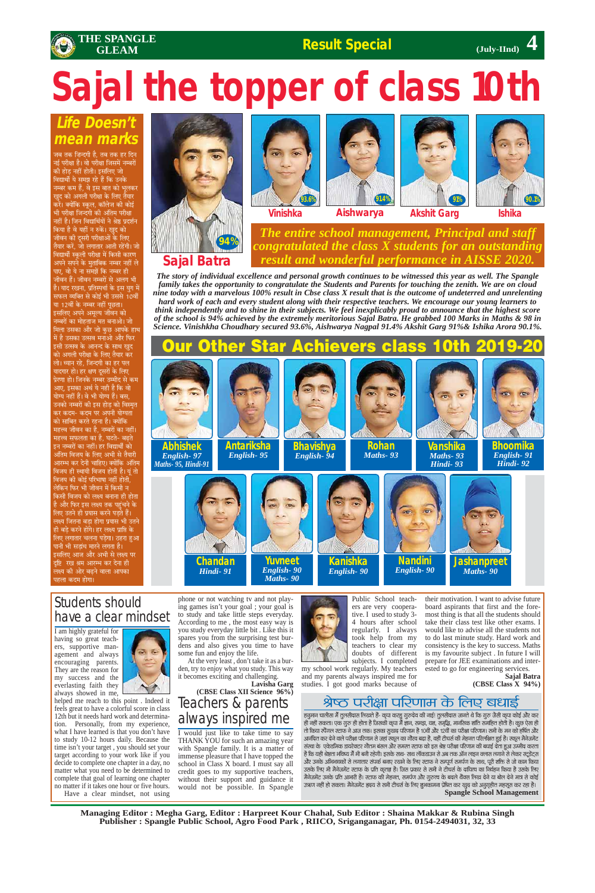# Sajal the topper of class 10th

## Life Doesn't mean marks

जब तक जिन्दगी है, तब तक हर दिन नई परीक्षा है। वो परीक्षा जिसमें नम्बरों की होड़ नहीं होती। इसलिए जो विद्यार्थी ये समझ रहे हैं कि उनके नम्बर कम हैं, वे इस बात को भूलकर खुद को अगली परीक्षा के लिए तैयार करें। क्योंकि स्कूल, कॉलेज की कोई भी परीक्षा जिन्दगी की अंतिम परीक्षा नहीं है। जिन विद्यार्थियों ने श्रेष्ठ प्रदर्शन किया है वे यहीं न रुकें। खुद को जीवन की दूसरी परीक्षाओं के लिए तैयार करें, जो लगातार आती रहेंगी। जो विद्यार्थी स्कूली परीक्षा में किसी कारण अपने सपने के मुताबिक नम्बर नहीं ले पाए, वो ये न समझें कि नम्बर ही जीवन हैं। जीवन नम्बरों से अलग भी है। याद रखना, प्रतिस्पर्धा के इस युग में सफल व्यक्ति से कोई भी उससे 10वीं या 12वीं के नम्बर नहीं पूछता। इसलिए अपने अमूल्य जीवन को नम्बरों का मोहताज मत बनाओ। जो मिला उसका और जो कुछ आपके हाथ में है उसका उत्सव मनाओ और फिर इसी उत्सव के आनन्द के साथ खुद को अगली परीक्षा के लिए तैयार कर लो। ध्यान रहे, जिन्दगी का हर पल यादगार हो। हर क्षण दूसरों के लिए प्रेरणा हो। जिनके नम्बर उम्मीद से कम आए, इसका अर्थ ये नहीं है कि वो योग्य नहीं हैं। वे भी योग्य हैं। बस, उनको नम्बरों की इस होड़ को विस्मृत कर कदम- कदम पर अपनी योग्यता को साबित करते रहना है। क्योंकि महत्त्व जीवन का है, नम्बरों का नहीं। महत्त्व सफलता का है, घटते- बढ़ते इन नम्बरों का नहीं। हर विद्यार्थी को अंतिम विजय के लिए अभी से तैयारी आरम्भ कर देनी चाहिए। क्योंकि अंतिम विजय ही स्थायी विजय होती है। यूं तो विजय की कोई परिभाषा नहीं होती, लेकिन फिर भी जीवन में किसी न किसी विजय को लक्ष्य बनाना ही होता है और फिर इस लक्ष्य तक पहुंचने के लिए उतने ही प्रयास करने पड़ते हैं। लक्ष्य जितना बड़ा होगा प्रयास भी उतने ही बड़े करने होंगे। हर लक्ष्य प्राप्ति के लिए लगातार चलना पड़ेगा। ठहरा हुआ पानी भी सड़ांध मारने लगता है। इसलिए आज और अभी से लक्ष्य पर दृष्टि रख श्रम आरम्भ कर देना ही लक्ष्य की ओर बढ़ने वाला आपका पहला कदम होगा।

**Sajal Batra** 94%

**Vinishka** 93.6% | **Aishwarya** 91.4% | **Akshit Garg** 91% | **Ishika** 90.1%

*The entire school management, Principal and staff congratulated the class X students for an outstanding result and wonderful performance in AISSE 2020.*

***The story of individual excellence and personal growth continues to be witnessed this year as well. The Spangle family takes the opportunity to congratulate the Students and Parents for touching the zenith. We are on cloud nine today with a marvelous 100% result in Cbse class X result that is the outcome of undeterred and unrelenting hard work of each and every student along with their respective teachers. We encourage our young learners to think independently and to shine in their subjects. We feel inexplicably proud to announce that the highest score of the school is 94% achieved by the extremely meritorious Sajal Batra. He grabbed 100 Marks in Maths & 98 in Science. Vinishkha Choudhary secured 93.6%, Aishwarya Nagpal 91.4% Akshit Garg 91%& Ishika Arora 90.1%.***

## Our Other Star Achievers class 10th 2019-20

- **Abhishek** — English- 97, Maths- 95, Hindi-91
- **Antariksha** — English- 95
- **Bhavishya** — English- 94
- **Rohan** — Maths- 93
- **Vanshika** — Maths- 93, Hindi- 93
- **Bhoomika** — English- 91, Hindi- 92
- **Chandan** — Hindi- 91
- **Yuvneet** — English- 90, Maths- 90
- **Kanishka** — English- 90
- **Nandini** — English- 90
- **Jashanpreet** — Maths- 90

## Students should have a clear mindset

I am highly grateful for having so great teachers, supportive management and always encouraging parents. They are the reason for my success and the everlasting faith they always showed in me, helped me reach to this point . Indeed it feels great to have a colorful score in class 12th but it needs hard work and determination. Personally, from my experience, what I have learned is that you don't have to study 10-12 hours daily. Because the time isn't your target , you should set your target according to your work like if you decide to complete one chapter in a day, no matter what you need to be determined to complete that goal of learning one chapter no matter if it takes one hour or five hours. Have a clear mindset, not using phone or not watching tv and not playing games isn't your goal ; your goal is to study and take little steps everyday. According to me , the most easy way is you study everyday little bit . Like this it spares you from the surprising test burdens and also gives you time to have some fun and enjoy the life.

At the very least , don't take it as a burden, try to enjoy what you study. This way it becomes exciting and challenging.

**Lavisha Garg**
**(CBSE Class XII Science 96%)**

## Teachers & parents always inspired me

I would just like to take time to say THANK YOU for such an amazing year with Spangle family. It is a matter of immense pleasure that I have topped the school in Class X board. I must say all credit goes to my supportive teachers, without their support and guidance it would not be possible. In Spangle Public School teachers are very cooperative. I used to study 3-4 hours after school regularly. I always took help from my teachers to clear my doubts of different subjects. I completed my school work regularly. My teachers and my parents always inspired me for studies. I got good marks because of their motivation. I want to advise future board aspirants that first and the foremost thing is that all the students should take their class test like other exams. I would like to advise all the students not to do last minute study. Hard work and consistency is the key to success. Maths is my favourite subject . In future I will prepare for JEE examinations and interested to go for engineering services.

**Sajal Batra**
**(CBSE Class X 94%)**

## श्रेष्ठ परीक्षा परिणाम के लिए बधाई

हनुमान चालीसा में तुलसीदास लिखते हैं- कृपा करहु गुरुदेव की नाईं। तुलसीदास जानते थे कि गुरु जैसी कृपा कोई और कर ही नहीं सकता। एक गुरु ही होता है जिसकी कृपा में ज्ञान, समझ, यश, समृद्धि, मानसिक शांति समाहित होती है। कुछ ऐसा ही तो किया स्पैंगल स्टाफ ने आज तक। इसका सुखद परिणाम है 10वीं और 12वीं का परीक्षा परिणाम। सभी के मन को हर्षित और आनंदित कर देने वाले परीक्षा परिणाम से जहां स्कूल का गौरव बढ़ा है, वहीं टीचर्स की मेहनत परिलक्षित हुई है। स्कूल मैनेजमेंट संस्था के एकेडमिक डायरेक्टर गौतम बंसल और समस्त स्टाफ को इस श्रेष्ठ परीक्षा परिणाम की बधाई देता हुआ उम्मीद करता है कि यही श्रेष्ठता भविष्य में भी बनी रहेगी। इसके साथ- साथ लॉकडाउन से अब तक ऑन लाइन क्लास लगाने से लेकर स्टूडेंट्स और उनके अभिभावकों से लगातार संपर्क बनाए रखने के लिए स्टाफ ने सम्पूर्ण समर्पण के साथ, पूरी शक्ति से जो काम किया उसके लिए भी मैनेजमेंट स्टाफ के प्रति कृतज्ञ है। जिस प्रकार से सभी ने टीचर्स के दायित्व का निर्वहन किया है उसके लिए मैनेजमेंट उनके प्रति आभारी है। स्टाफ की मेहनत, समर्पण और गुरुत्व के बदले वैभव लिख देने या बोल देने मात्र से कोई उऋण नहीं हो सकता। मैनेजमेंट हृदय से सभी टीचर्स के लिए शुभकामना प्रेषित कर खुद को अनुगृहीत महसूस कर रहा है।

**Spangle School Management**

**Managing Editor : Megha Garg, Editor : Harpreet Kour Chahal, Sub Editor : Shaina Makkar & Rubina Singh**
**Publisher : Spangle Public School, Agro Food Park , RIICO, Sriganganagar, Ph. 0154-2494031, 32, 33**